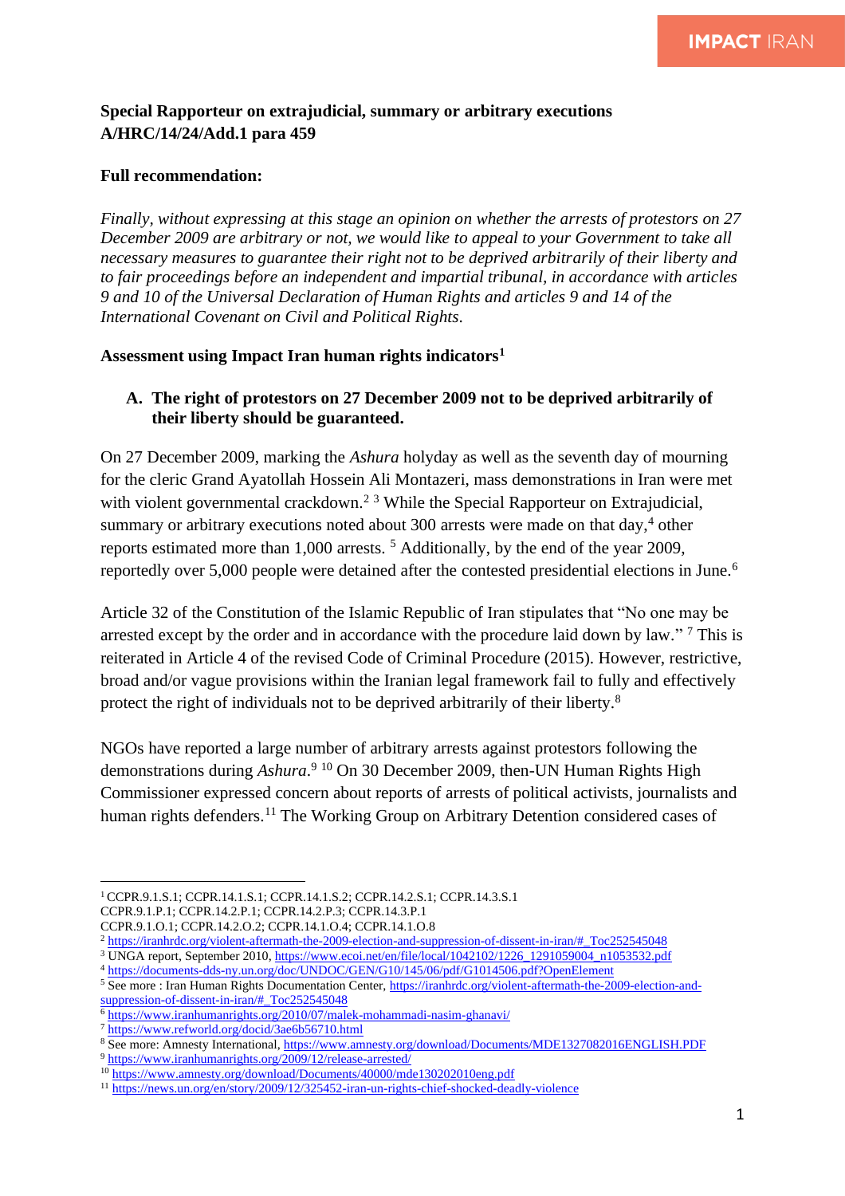**Special Rapporteur on extrajudicial, summary or arbitrary executions A/HRC/14/24/Add.1 para 459**

**Full recommendation:**

*Finally, without expressing at this stage an opinion on whether the arrests of protestors on 27 December 2009 are arbitrary or not, we would like to appeal to your Government to take all necessary measures to guarantee their right not to be deprived arbitrarily of their liberty and to fair proceedings before an independent and impartial tribunal, in accordance with articles 9 and 10 of the Universal Declaration of Human Rights and articles 9 and 14 of the International Covenant on Civil and Political Rights.*

**Assessment using Impact Iran human rights indicators**[1]

**A. The right of protestors on 27 December 2009 not to be deprived arbitrarily of their liberty should be guaranteed.**

On 27 December 2009, marking the *Ashura* holyday as well as the seventh day of mourning for the cleric Grand Ayatollah Hossein Ali Montazeri, mass demonstrations in Iran were met with violent governmental crackdown.[2] [3] While the Special Rapporteur on Extrajudicial, summary or arbitrary executions noted about 300 arrests were made on that day,[4] other reports estimated more than 1,000 arrests. [5] Additionally, by the end of the year 2009, reportedly over 5,000 people were detained after the contested presidential elections in June.[6]

Article 32 of the Constitution of the Islamic Republic of Iran stipulates that "No one may be arrested except by the order and in accordance with the procedure laid down by law." [7] This is reiterated in Article 4 of the revised Code of Criminal Procedure (2015). However, restrictive, broad and/or vague provisions within the Iranian legal framework fail to fully and effectively protect the right of individuals not to be deprived arbitrarily of their liberty.[8]

NGOs have reported a large number of arbitrary arrests against protestors following the demonstrations during *Ashura*.[9] [10] On 30 December 2009, then-UN Human Rights High Commissioner expressed concern about reports of arrests of political activists, journalists and human rights defenders.[11] The Working Group on Arbitrary Detention considered cases of

---

[1] CCPR.9.1.S.1; CCPR.14.1.S.1; CCPR.14.1.S.2; CCPR.14.2.S.1; CCPR.14.3.S.1
CCPR.9.1.P.1; CCPR.14.2.P.1; CCPR.14.2.P.3; CCPR.14.3.P.1
CCPR.9.1.O.1; CCPR.14.2.O.2; CCPR.14.1.O.4; CCPR.14.1.O.8

[2] https://iranhrdc.org/violent-aftermath-the-2009-election-and-suppression-of-dissent-in-iran/#_Toc252545048

[3] UNGA report, September 2010, https://www.ecoi.net/en/file/local/1042102/1226_1291059004_n1053532.pdf

[4] https://documents-dds-ny.un.org/doc/UNDOC/GEN/G10/145/06/pdf/G1014506.pdf?OpenElement

[5] See more : Iran Human Rights Documentation Center, https://iranhrdc.org/violent-aftermath-the-2009-election-and-suppression-of-dissent-in-iran/#_Toc252545048

[6] https://www.iranhumanrights.org/2010/07/malek-mohammadi-nasim-ghanavi/

[7] https://www.refworld.org/docid/3ae6b56710.html

[8] See more: Amnesty International, https://www.amnesty.org/download/Documents/MDE1327082016ENGLISH.PDF

[9] https://www.iranhumanrights.org/2009/12/release-arrested/

[10] https://www.amnesty.org/download/Documents/40000/mde130202010eng.pdf

[11] https://news.un.org/en/story/2009/12/325452-iran-un-rights-chief-shocked-deadly-violence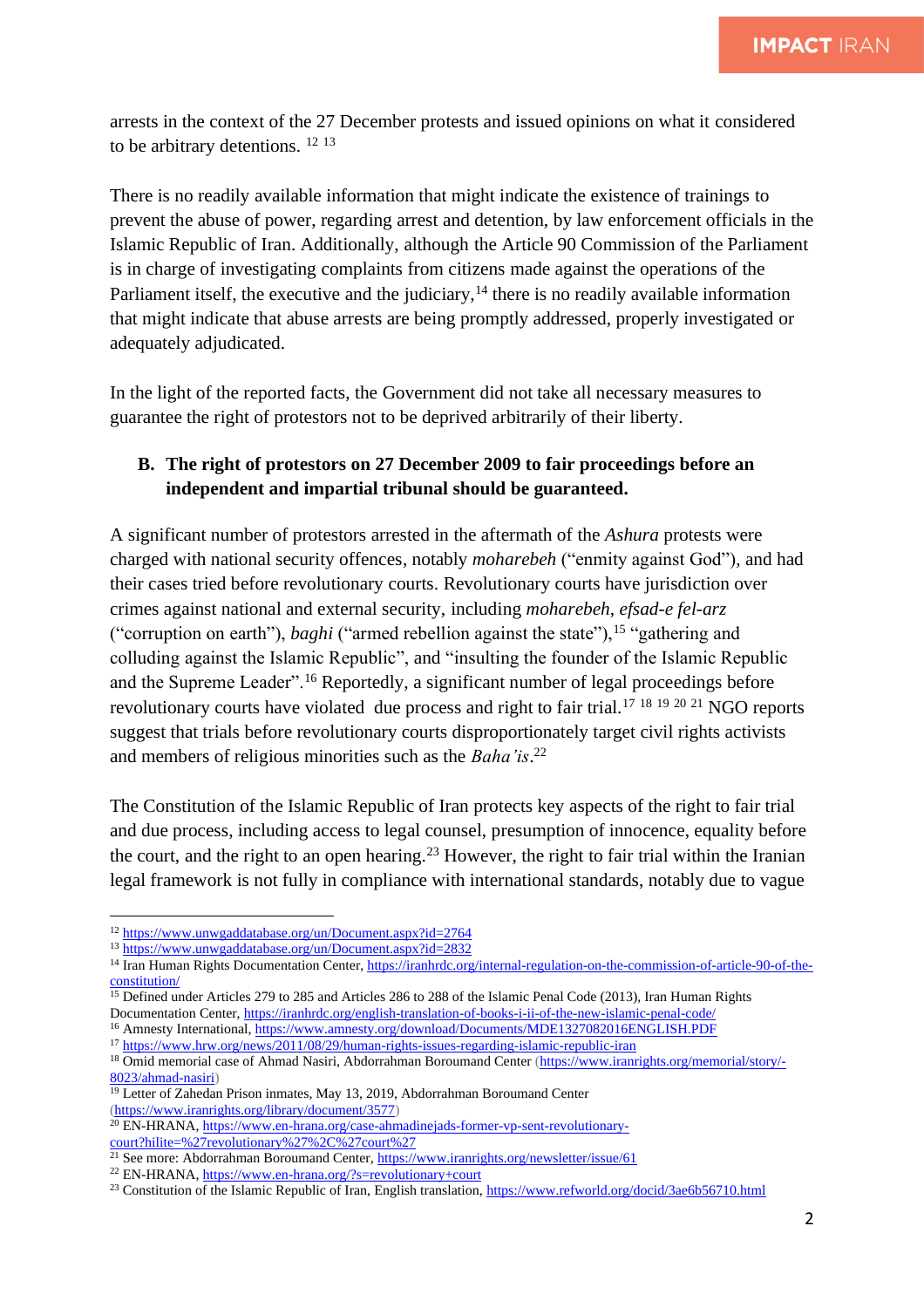arrests in the context of the 27 December protests and issued opinions on what it considered to be arbitrary detentions. [12] [13]

There is no readily available information that might indicate the existence of trainings to prevent the abuse of power, regarding arrest and detention, by law enforcement officials in the Islamic Republic of Iran. Additionally, although the Article 90 Commission of the Parliament is in charge of investigating complaints from citizens made against the operations of the Parliament itself, the executive and the judiciary,[14] there is no readily available information that might indicate that abuse arrests are being promptly addressed, properly investigated or adequately adjudicated.

In the light of the reported facts, the Government did not take all necessary measures to guarantee the right of protestors not to be deprived arbitrarily of their liberty.

**B. The right of protestors on 27 December 2009 to fair proceedings before an independent and impartial tribunal should be guaranteed.**

A significant number of protestors arrested in the aftermath of the *Ashura* protests were charged with national security offences, notably *moharebeh* ("enmity against God"), and had their cases tried before revolutionary courts. Revolutionary courts have jurisdiction over crimes against national and external security, including *moharebeh*, *efsad-e fel-arz* ("corruption on earth"), *baghi* ("armed rebellion against the state"),[15] "gathering and colluding against the Islamic Republic", and "insulting the founder of the Islamic Republic and the Supreme Leader".[16] Reportedly, a significant number of legal proceedings before revolutionary courts have violated due process and right to fair trial.[17] [18] [19] [20] [21] NGO reports suggest that trials before revolutionary courts disproportionately target civil rights activists and members of religious minorities such as the *Baha'is*.[22]

The Constitution of the Islamic Republic of Iran protects key aspects of the right to fair trial and due process, including access to legal counsel, presumption of innocence, equality before the court, and the right to an open hearing.[23] However, the right to fair trial within the Iranian legal framework is not fully in compliance with international standards, notably due to vague

---

[12] https://www.unwgaddatabase.org/un/Document.aspx?id=2764

[13] https://www.unwgaddatabase.org/un/Document.aspx?id=2832

[14] Iran Human Rights Documentation Center, https://iranhrdc.org/internal-regulation-on-the-commission-of-article-90-of-the-constitution/

[15] Defined under Articles 279 to 285 and Articles 286 to 288 of the Islamic Penal Code (2013), Iran Human Rights Documentation Center, https://iranhrdc.org/english-translation-of-books-i-ii-of-the-new-islamic-penal-code/

[16] Amnesty International, https://www.amnesty.org/download/Documents/MDE1327082016ENGLISH.PDF

[17] https://www.hrw.org/news/2011/08/29/human-rights-issues-regarding-islamic-republic-iran

[18] Omid memorial case of Ahmad Nasiri, Abdorrahman Boroumand Center (https://www.iranrights.org/memorial/story/-8023/ahmad-nasiri)

[19] Letter of Zahedan Prison inmates, May 13, 2019, Abdorrahman Boroumand Center (https://www.iranrights.org/library/document/3577)

[20] EN-HRANA, https://www.en-hrana.org/case-ahmadinejads-former-vp-sent-revolutionary-court?hilite=%27revolutionary%27%2C%27court%27

[21] See more: Abdorrahman Boroumand Center, https://www.iranrights.org/newsletter/issue/61

[22] EN-HRANA, https://www.en-hrana.org/?s=revolutionary+court

[23] Constitution of the Islamic Republic of Iran, English translation, https://www.refworld.org/docid/3ae6b56710.html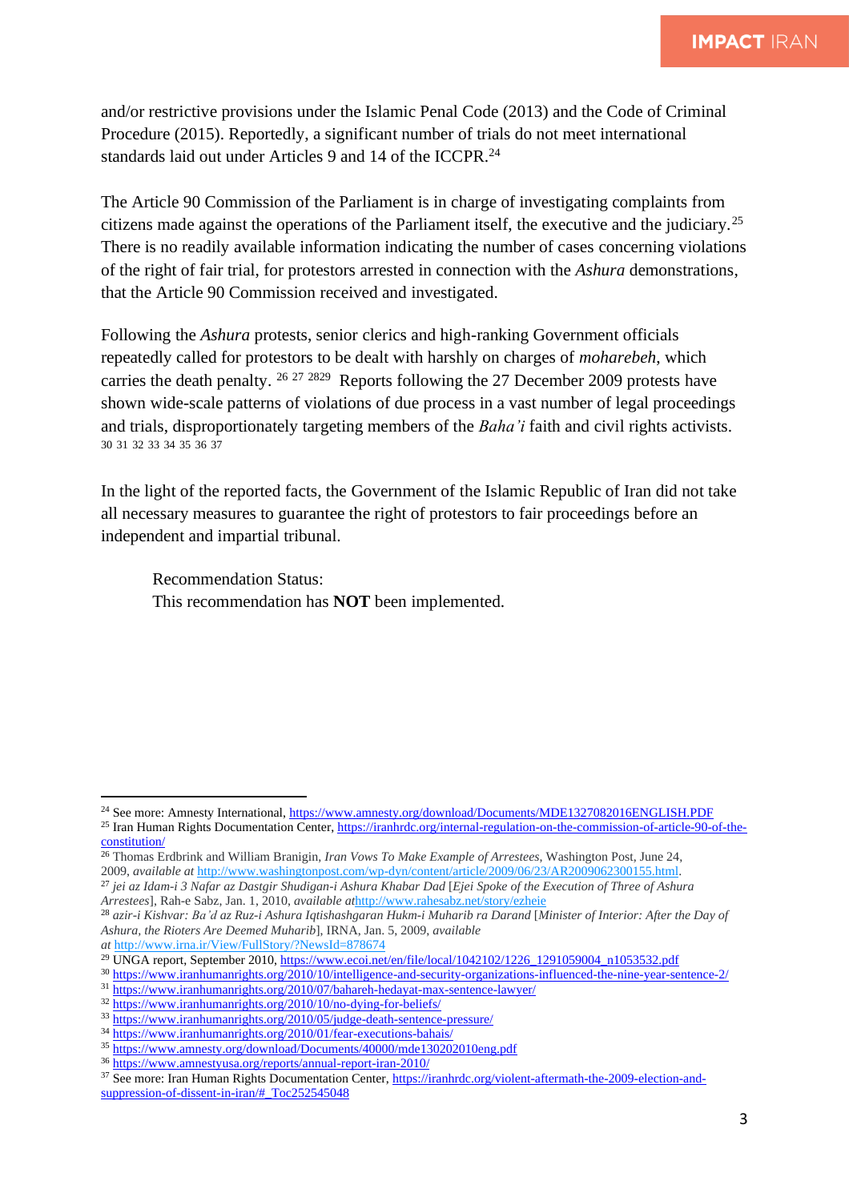and/or restrictive provisions under the Islamic Penal Code (2013) and the Code of Criminal Procedure (2015). Reportedly, a significant number of trials do not meet international standards laid out under Articles 9 and 14 of the ICCPR.[24]

The Article 90 Commission of the Parliament is in charge of investigating complaints from citizens made against the operations of the Parliament itself, the executive and the judiciary.[25] There is no readily available information indicating the number of cases concerning violations of the right of fair trial, for protestors arrested in connection with the *Ashura* demonstrations, that the Article 90 Commission received and investigated.

Following the *Ashura* protests, senior clerics and high-ranking Government officials repeatedly called for protestors to be dealt with harshly on charges of *moharebeh*, which carries the death penalty. [26] [27] [28][29] Reports following the 27 December 2009 protests have shown wide-scale patterns of violations of due process in a vast number of legal proceedings and trials, disproportionately targeting members of the *Baha'i* faith and civil rights activists. [30] [31] [32] [33] [34] [35] [36] [37]

In the light of the reported facts, the Government of the Islamic Republic of Iran did not take all necessary measures to guarantee the right of protestors to fair proceedings before an independent and impartial tribunal.

> Recommendation Status:
> This recommendation has **NOT** been implemented.

---

[24] See more: Amnesty International, https://www.amnesty.org/download/Documents/MDE1327082016ENGLISH.PDF

[25] Iran Human Rights Documentation Center, https://iranhrdc.org/internal-regulation-on-the-commission-of-article-90-of-the-constitution/

[26] Thomas Erdbrink and William Branigin, *Iran Vows To Make Example of Arrestees*, Washington Post, June 24, 2009, *available at* http://www.washingtonpost.com/wp-dyn/content/article/2009/06/23/AR2009062300155.html.

[27] *jei az Idam-i 3 Nafar az Dastgir Shudigan-i Ashura Khabar Dad* [*Ejei Spoke of the Execution of Three of Ashura Arrestees*], Rah-e Sabz, Jan. 1, 2010, *available at*http://www.rahesabz.net/story/ezheie

[28] *azir-i Kishvar: Ba'd az Ruz-i Ashura Iqtishashgaran Hukm-i Muharib ra Darand* [*Minister of Interior: After the Day of Ashura, the Rioters Are Deemed Muharib*], IRNA, Jan. 5, 2009, *available at* http://www.irna.ir/View/FullStory/?NewsId=878674

[29] UNGA report, September 2010, https://www.ecoi.net/en/file/local/1042102/1226_1291059004_n1053532.pdf

[30] https://www.iranhumanrights.org/2010/10/intelligence-and-security-organizations-influenced-the-nine-year-sentence-2/

[31] https://www.iranhumanrights.org/2010/07/bahareh-hedayat-max-sentence-lawyer/

[32] https://www.iranhumanrights.org/2010/10/no-dying-for-beliefs/

[33] https://www.iranhumanrights.org/2010/05/judge-death-sentence-pressure/

[34] https://www.iranhumanrights.org/2010/01/fear-executions-bahais/

[35] https://www.amnesty.org/download/Documents/40000/mde130202010eng.pdf

[36] https://www.amnestyusa.org/reports/annual-report-iran-2010/

[37] See more: Iran Human Rights Documentation Center, https://iranhrdc.org/violent-aftermath-the-2009-election-and-suppression-of-dissent-in-iran/#_Toc252545048